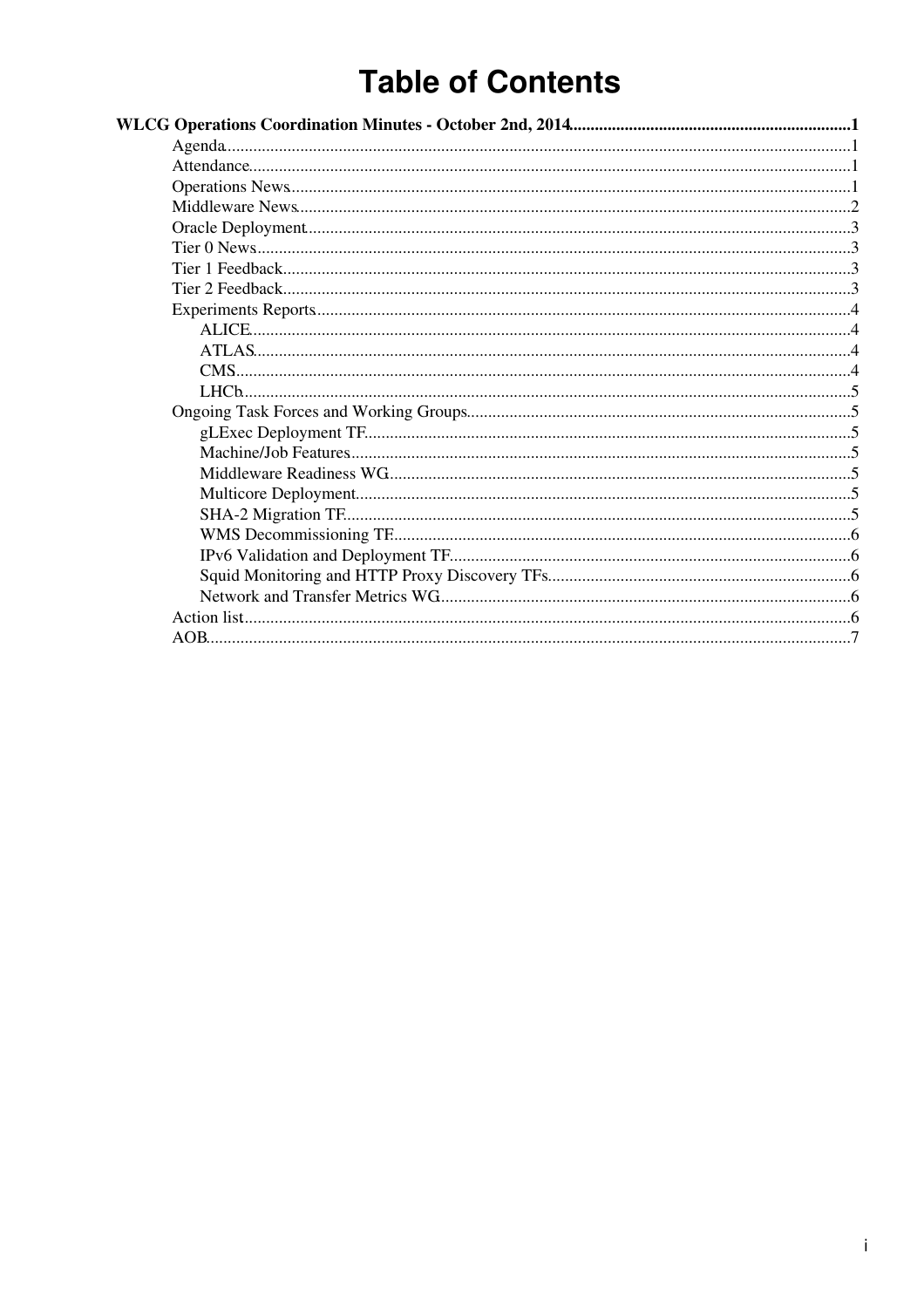# Table of Contents

**WLCG Operations Coordination Minutes - October 2nd, 2014**.................................................................1

- Agenda.................................................................................................................................1
- Attendance...........................................................................................................................1
- Operations News..................................................................................................................1
- Middleware News.................................................................................................................2
- Oracle Deployment..............................................................................................................3
- Tier 0 News..........................................................................................................................3
- Tier 1 Feedback....................................................................................................................3
- Tier 2 Feedback....................................................................................................................3
- Experiments Reports............................................................................................................4
  - ALICE...........................................................................................................................4
  - ATLAS..........................................................................................................................4
  - CMS..............................................................................................................................4
  - LHCb.............................................................................................................................5
- Ongoing Task Forces and Working Groups..........................................................................5
  - gLExec Deployment TF.................................................................................................5
  - Machine/Job Features....................................................................................................5
  - Middleware Readiness WG...........................................................................................5
  - Multicore Deployment...................................................................................................5
  - SHA-2 Migration TF......................................................................................................5
  - WMS Decommissioning TF..........................................................................................6
  - IPv6 Validation and Deployment TF.............................................................................6
  - Squid Monitoring and HTTP Proxy Discovery TFs......................................................6
  - Network and Transfer Metrics WG...............................................................................6
- Action list.............................................................................................................................6
- AOB.....................................................................................................................................7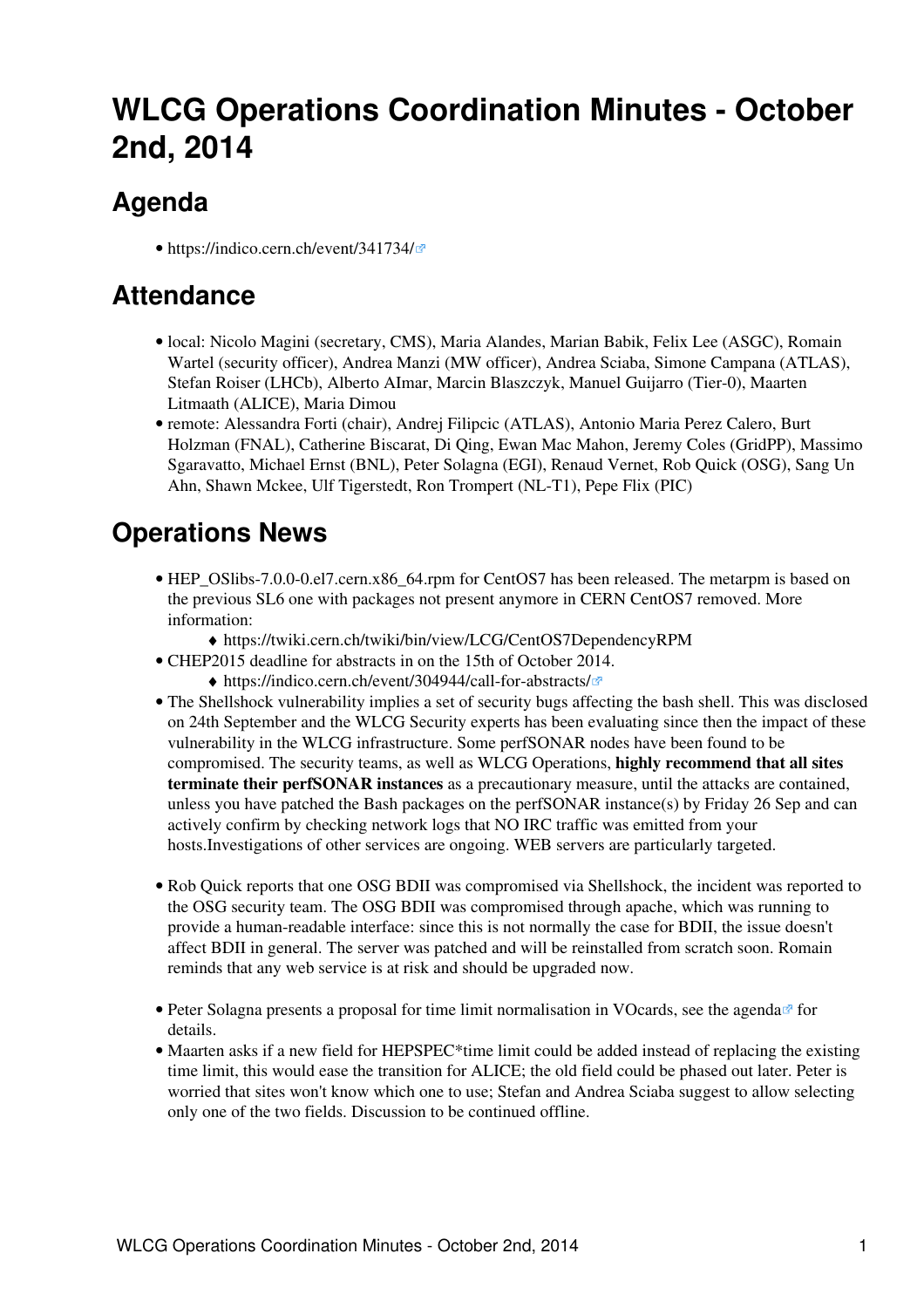# WLCG Operations Coordination Minutes - October 2nd, 2014

## Agenda

- https://indico.cern.ch/event/341734/

## Attendance

- local: Nicolo Magini (secretary, CMS), Maria Alandes, Marian Babik, Felix Lee (ASGC), Romain Wartel (security officer), Andrea Manzi (MW officer), Andrea Sciaba, Simone Campana (ATLAS), Stefan Roiser (LHCb), Alberto AImar, Marcin Blaszczyk, Manuel Guijarro (Tier-0), Maarten Litmaath (ALICE), Maria Dimou
- remote: Alessandra Forti (chair), Andrej Filipcic (ATLAS), Antonio Maria Perez Calero, Burt Holzman (FNAL), Catherine Biscarat, Di Qing, Ewan Mac Mahon, Jeremy Coles (GridPP), Massimo Sgaravatto, Michael Ernst (BNL), Peter Solagna (EGI), Renaud Vernet, Rob Quick (OSG), Sang Un Ahn, Shawn Mckee, Ulf Tigerstedt, Ron Trompert (NL-T1), Pepe Flix (PIC)

## Operations News

- HEP_OSlibs-7.0.0-0.el7.cern.x86_64.rpm for CentOS7 has been released. The metarpm is based on the previous SL6 one with packages not present anymore in CERN CentOS7 removed. More information:
    - https://twiki.cern.ch/twiki/bin/view/LCG/CentOS7DependencyRPM
- CHEP2015 deadline for abstracts in on the 15th of October 2014.
    - https://indico.cern.ch/event/304944/call-for-abstracts/
- The Shellshock vulnerability implies a set of security bugs affecting the bash shell. This was disclosed on 24th September and the WLCG Security experts has been evaluating since then the impact of these vulnerability in the WLCG infrastructure. Some perfSONAR nodes have been found to be compromised. The security teams, as well as WLCG Operations, **highly recommend that all sites terminate their perfSONAR instances** as a precautionary measure, until the attacks are contained, unless you have patched the Bash packages on the perfSONAR instance(s) by Friday 26 Sep and can actively confirm by checking network logs that NO IRC traffic was emitted from your hosts.Investigations of other services are ongoing. WEB servers are particularly targeted.

- Rob Quick reports that one OSG BDII was compromised via Shellshock, the incident was reported to the OSG security team. The OSG BDII was compromised through apache, which was running to provide a human-readable interface: since this is not normally the case for BDII, the issue doesn't affect BDII in general. The server was patched and will be reinstalled from scratch soon. Romain reminds that any web service is at risk and should be upgraded now.

- Peter Solagna presents a proposal for time limit normalisation in VOcards, see the agenda for details.
- Maarten asks if a new field for HEPSPEC*time limit could be added instead of replacing the existing time limit, this would ease the transition for ALICE; the old field could be phased out later. Peter is worried that sites won't know which one to use; Stefan and Andrea Sciaba suggest to allow selecting only one of the two fields. Discussion to be continued offline.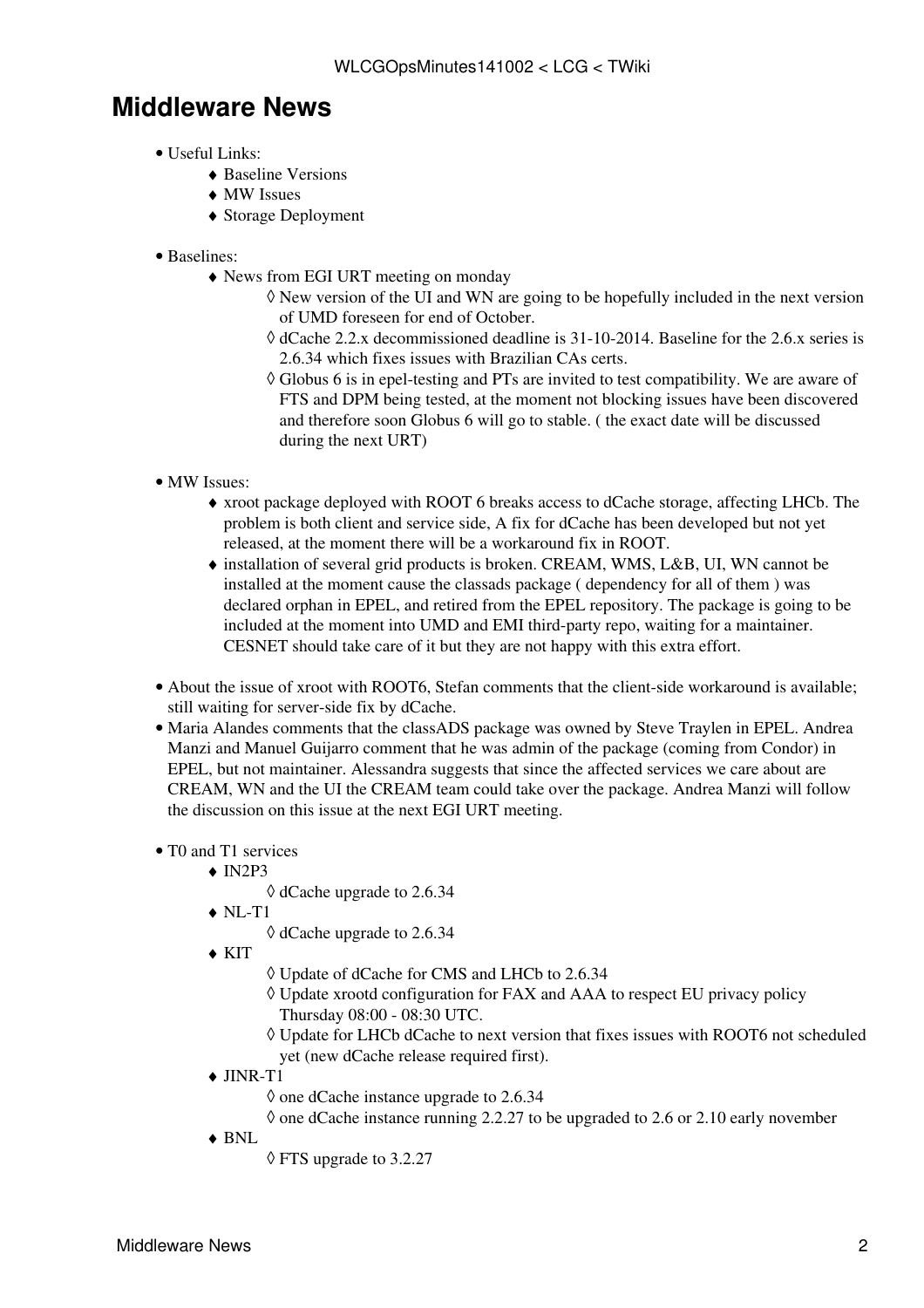# Middleware News

- Useful Links:
  - Baseline Versions
  - MW Issues
  - Storage Deployment

- Baselines:
  - News from EGI URT meeting on monday
    - New version of the UI and WN are going to be hopefully included in the next version of UMD foreseen for end of October.
    - dCache 2.2.x decommissioned deadline is 31-10-2014. Baseline for the 2.6.x series is 2.6.34 which fixes issues with Brazilian CAs certs.
    - Globus 6 is in epel-testing and PTs are invited to test compatibility. We are aware of FTS and DPM being tested, at the moment not blocking issues have been discovered and therefore soon Globus 6 will go to stable. ( the exact date will be discussed during the next URT)

- MW Issues:
  - xroot package deployed with ROOT 6 breaks access to dCache storage, affecting LHCb. The problem is both client and service side, A fix for dCache has been developed but not yet released, at the moment there will be a workaround fix in ROOT.
  - installation of several grid products is broken. CREAM, WMS, L&B, UI, WN cannot be installed at the moment cause the classads package ( dependency for all of them ) was declared orphan in EPEL, and retired from the EPEL repository. The package is going to be included at the moment into UMD and EMI third-party repo, waiting for a maintainer. CESNET should take care of it but they are not happy with this extra effort.

- About the issue of xroot with ROOT6, Stefan comments that the client-side workaround is available; still waiting for server-side fix by dCache.
- Maria Alandes comments that the classADS package was owned by Steve Traylen in EPEL. Andrea Manzi and Manuel Guijarro comment that he was admin of the package (coming from Condor) in EPEL, but not maintainer. Alessandra suggests that since the affected services we care about are CREAM, WN and the UI the CREAM team could take over the package. Andrea Manzi will follow the discussion on this issue at the next EGI URT meeting.

- T0 and T1 services
  - IN2P3
    - dCache upgrade to 2.6.34
  - NL-T1
    - dCache upgrade to 2.6.34
  - KIT
    - Update of dCache for CMS and LHCb to 2.6.34
    - Update xrootd configuration for FAX and AAA to respect EU privacy policy Thursday 08:00 - 08:30 UTC.
    - Update for LHCb dCache to next version that fixes issues with ROOT6 not scheduled yet (new dCache release required first).
  - JINR-T1
    - one dCache instance upgrade to 2.6.34
    - one dCache instance running 2.2.27 to be upgraded to 2.6 or 2.10 early november
  - BNL
    - FTS upgrade to 3.2.27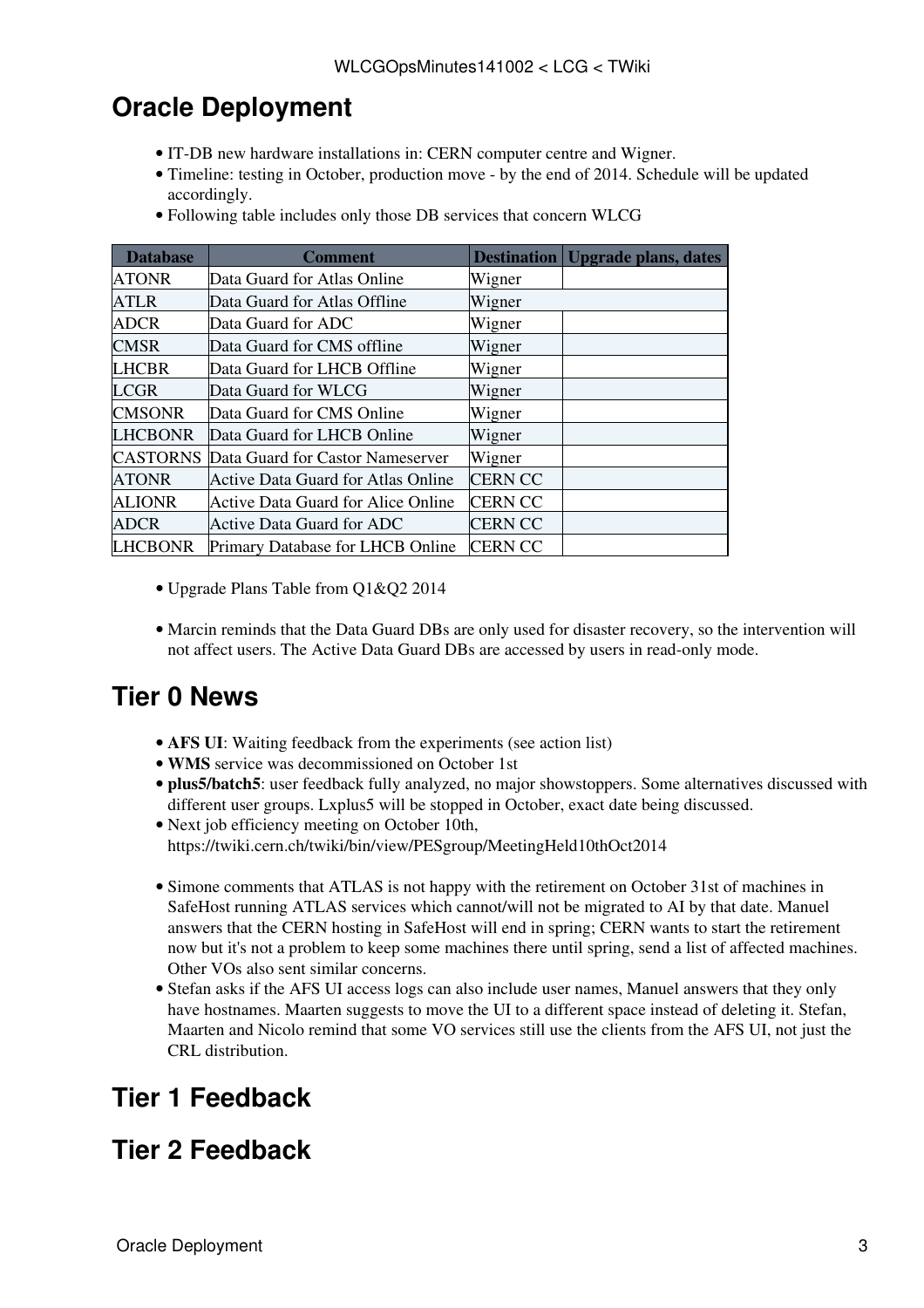## Oracle Deployment

- IT-DB new hardware installations in: CERN computer centre and Wigner.
- Timeline: testing in October, production move - by the end of 2014. Schedule will be updated accordingly.
- Following table includes only those DB services that concern WLCG

| Database | Comment | Destination | Upgrade plans, dates |
|---|---|---|---|
| ATONR | Data Guard for Atlas Online | Wigner | |
| ATLR | Data Guard for Atlas Offline | Wigner | |
| ADCR | Data Guard for ADC | Wigner | |
| CMSR | Data Guard for CMS offline | Wigner | |
| LHCBR | Data Guard for LHCB Offline | Wigner | |
| LCGR | Data Guard for WLCG | Wigner | |
| CMSONR | Data Guard for CMS Online | Wigner | |
| LHCBONR | Data Guard for LHCB Online | Wigner | |
| CASTORNS | Data Guard for Castor Nameserver | Wigner | |
| ATONR | Active Data Guard for Atlas Online | CERN CC | |
| ALIONR | Active Data Guard for Alice Online | CERN CC | |
| ADCR | Active Data Guard for ADC | CERN CC | |
| LHCBONR | Primary Database for LHCB Online | CERN CC | |

- Upgrade Plans Table from Q1&Q2 2014

- Marcin reminds that the Data Guard DBs are only used for disaster recovery, so the intervention will not affect users. The Active Data Guard DBs are accessed by users in read-only mode.

## Tier 0 News

- **AFS UI**: Waiting feedback from the experiments (see action list)
- **WMS** service was decommissioned on October 1st
- **plus5/batch5**: user feedback fully analyzed, no major showstoppers. Some alternatives discussed with different user groups. Lxplus5 will be stopped in October, exact date being discussed.
- Next job efficiency meeting on October 10th, https://twiki.cern.ch/twiki/bin/view/PESgroup/MeetingHeld10thOct2014

- Simone comments that ATLAS is not happy with the retirement on October 31st of machines in SafeHost running ATLAS services which cannot/will not be migrated to AI by that date. Manuel answers that the CERN hosting in SafeHost will end in spring; CERN wants to start the retirement now but it's not a problem to keep some machines there until spring, send a list of affected machines. Other VOs also sent similar concerns.
- Stefan asks if the AFS UI access logs can also include user names, Manuel answers that they only have hostnames. Maarten suggests to move the UI to a different space instead of deleting it. Stefan, Maarten and Nicolo remind that some VO services still use the clients from the AFS UI, not just the CRL distribution.

## Tier 1 Feedback

## Tier 2 Feedback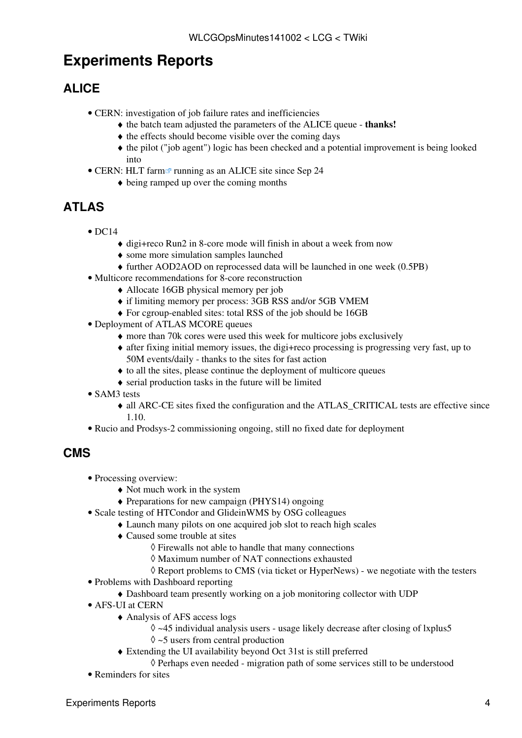# Experiments Reports

## ALICE

- CERN: investigation of job failure rates and inefficiencies
    - the batch team adjusted the parameters of the ALICE queue - **thanks!**
    - the effects should become visible over the coming days
    - the pilot ("job agent") logic has been checked and a potential improvement is being looked into
- CERN: HLT farm running as an ALICE site since Sep 24
    - being ramped up over the coming months

## ATLAS

- DC14
    - digi+reco Run2 in 8-core mode will finish in about a week from now
    - some more simulation samples launched
    - further AOD2AOD on reprocessed data will be launched in one week (0.5PB)
- Multicore recommendations for 8-core reconstruction
    - Allocate 16GB physical memory per job
    - if limiting memory per process: 3GB RSS and/or 5GB VMEM
    - For cgroup-enabled sites: total RSS of the job should be 16GB
- Deployment of ATLAS MCORE queues
    - more than 70k cores were used this week for multicore jobs exclusively
    - after fixing initial memory issues, the digi+reco processing is progressing very fast, up to 50M events/daily - thanks to the sites for fast action
    - to all the sites, please continue the deployment of multicore queues
    - serial production tasks in the future will be limited
- SAM3 tests
    - all ARC-CE sites fixed the configuration and the ATLAS_CRITICAL tests are effective since 1.10.
- Rucio and Prodsys-2 commissioning ongoing, still no fixed date for deployment

## CMS

- Processing overview:
    - Not much work in the system
    - Preparations for new campaign (PHYS14) ongoing
- Scale testing of HTCondor and GlideinWMS by OSG colleagues
    - Launch many pilots on one acquired job slot to reach high scales
    - Caused some trouble at sites
        - Firewalls not able to handle that many connections
        - Maximum number of NAT connections exhausted
        - Report problems to CMS (via ticket or HyperNews) - we negotiate with the testers
- Problems with Dashboard reporting
    - Dashboard team presently working on a job monitoring collector with UDP
- AFS-UI at CERN
    - Analysis of AFS access logs
        - ~45 individual analysis users - usage likely decrease after closing of lxplus5
        - ~5 users from central production
    - Extending the UI availability beyond Oct 31st is still preferred
        - Perhaps even needed - migration path of some services still to be understood
- Reminders for sites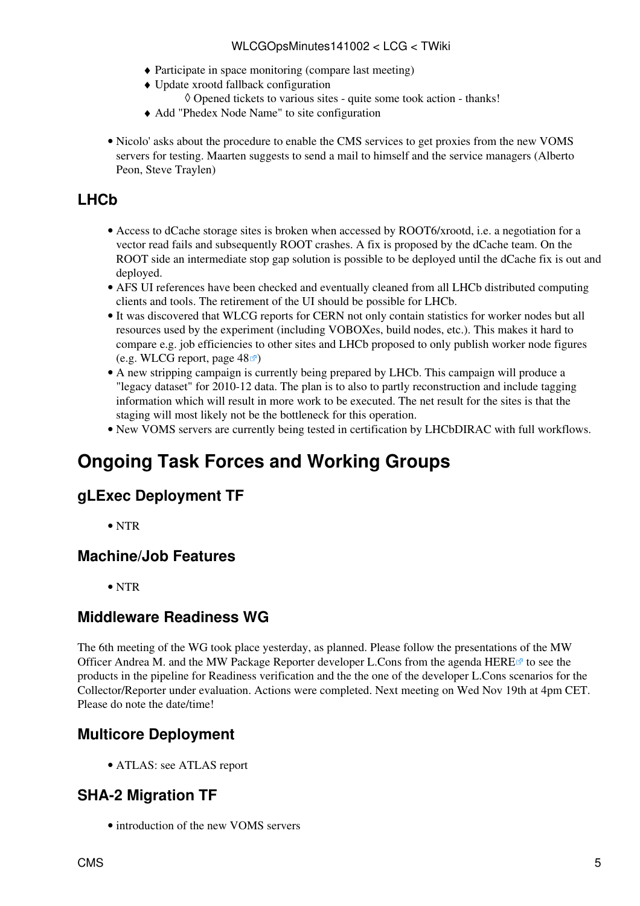- Participate in space monitoring (compare last meeting)
- Update xrootd fallback configuration
    - Opened tickets to various sites - quite some took action - thanks!
- Add "Phedex Node Name" to site configuration

- Nicolo' asks about the procedure to enable the CMS services to get proxies from the new VOMS servers for testing. Maarten suggests to send a mail to himself and the service managers (Alberto Peon, Steve Traylen)

### LHCb

- Access to dCache storage sites is broken when accessed by ROOT6/xrootd, i.e. a negotiation for a vector read fails and subsequently ROOT crashes. A fix is proposed by the dCache team. On the ROOT side an intermediate stop gap solution is possible to be deployed until the dCache fix is out and deployed.
- AFS UI references have been checked and eventually cleaned from all LHCb distributed computing clients and tools. The retirement of the UI should be possible for LHCb.
- It was discovered that WLCG reports for CERN not only contain statistics for worker nodes but all resources used by the experiment (including VOBOXes, build nodes, etc.). This makes it hard to compare e.g. job efficiencies to other sites and LHCb proposed to only publish worker node figures (e.g. WLCG report, page 48)
- A new stripping campaign is currently being prepared by LHCb. This campaign will produce a "legacy dataset" for 2010-12 data. The plan is to also to partly reconstruction and include tagging information which will result in more work to be executed. The net result for the sites is that the staging will most likely not be the bottleneck for this operation.
- New VOMS servers are currently being tested in certification by LHCbDIRAC with full workflows.

## Ongoing Task Forces and Working Groups

### gLExec Deployment TF

- NTR

### Machine/Job Features

- NTR

### Middleware Readiness WG

The 6th meeting of the WG took place yesterday, as planned. Please follow the presentations of the MW Officer Andrea M. and the MW Package Reporter developer L.Cons from the agenda HERE to see the products in the pipeline for Readiness verification and the the one of the developer L.Cons scenarios for the Collector/Reporter under evaluation. Actions were completed. Next meeting on Wed Nov 19th at 4pm CET. Please do note the date/time!

### Multicore Deployment

- ATLAS: see ATLAS report

### SHA-2 Migration TF

- introduction of the new VOMS servers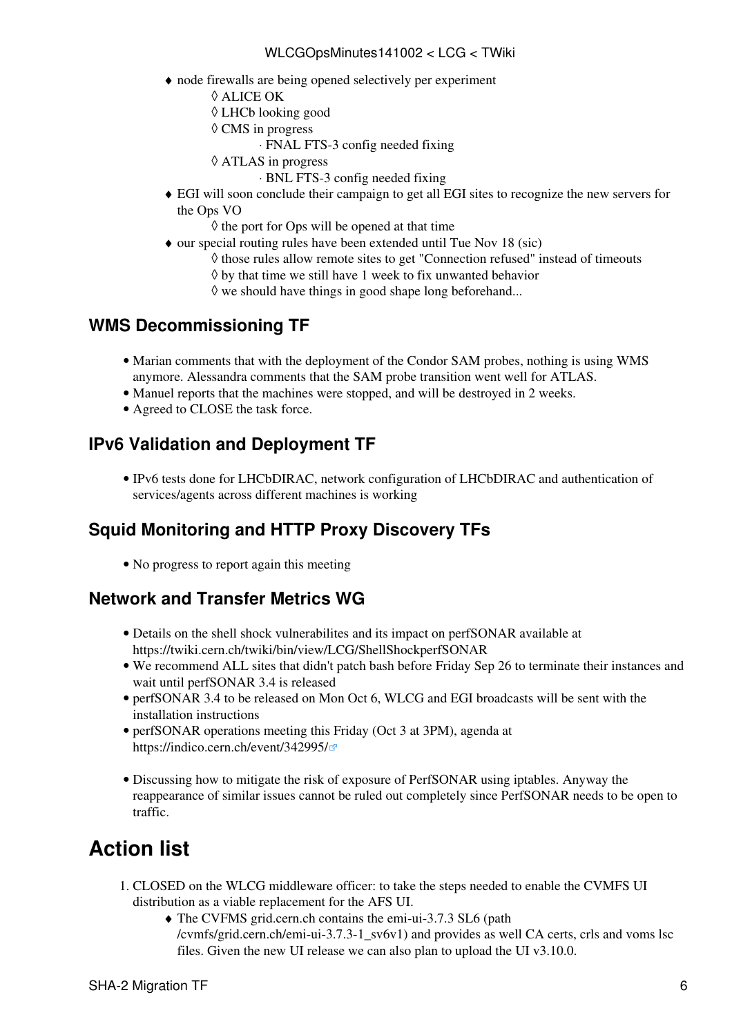- node firewalls are being opened selectively per experiment
    - ALICE OK
    - LHCb looking good
    - CMS in progress
        - FNAL FTS-3 config needed fixing
    - ATLAS in progress
        - BNL FTS-3 config needed fixing
- EGI will soon conclude their campaign to get all EGI sites to recognize the new servers for the Ops VO
    - the port for Ops will be opened at that time
- our special routing rules have been extended until Tue Nov 18 (sic)
    - those rules allow remote sites to get "Connection refused" instead of timeouts
    - by that time we still have 1 week to fix unwanted behavior
    - we should have things in good shape long beforehand...

### WMS Decommissioning TF

- Marian comments that with the deployment of the Condor SAM probes, nothing is using WMS anymore. Alessandra comments that the SAM probe transition went well for ATLAS.
- Manuel reports that the machines were stopped, and will be destroyed in 2 weeks.
- Agreed to CLOSE the task force.

### IPv6 Validation and Deployment TF

- IPv6 tests done for LHCbDIRAC, network configuration of LHCbDIRAC and authentication of services/agents across different machines is working

### Squid Monitoring and HTTP Proxy Discovery TFs

- No progress to report again this meeting

### Network and Transfer Metrics WG

- Details on the shell shock vulnerabilites and its impact on perfSONAR available at https://twiki.cern.ch/twiki/bin/view/LCG/ShellShockperfSONAR
- We recommend ALL sites that didn't patch bash before Friday Sep 26 to terminate their instances and wait until perfSONAR 3.4 is released
- perfSONAR 3.4 to be released on Mon Oct 6, WLCG and EGI broadcasts will be sent with the installation instructions
- perfSONAR operations meeting this Friday (Oct 3 at 3PM), agenda at https://indico.cern.ch/event/342995/

- Discussing how to mitigate the risk of exposure of PerfSONAR using iptables. Anyway the reappearance of similar issues cannot be ruled out completely since PerfSONAR needs to be open to traffic.

# Action list

1. CLOSED on the WLCG middleware officer: to take the steps needed to enable the CVMFS UI distribution as a viable replacement for the AFS UI.
    - The CFVMS grid.cern.ch contains the emi-ui-3.7.3 SL6 (path /cvmfs/grid.cern.ch/emi-ui-3.7.3-1_sv6v1) and provides as well CA certs, crls and voms lsc files. Given the new UI release we can also plan to upload the UI v3.10.0.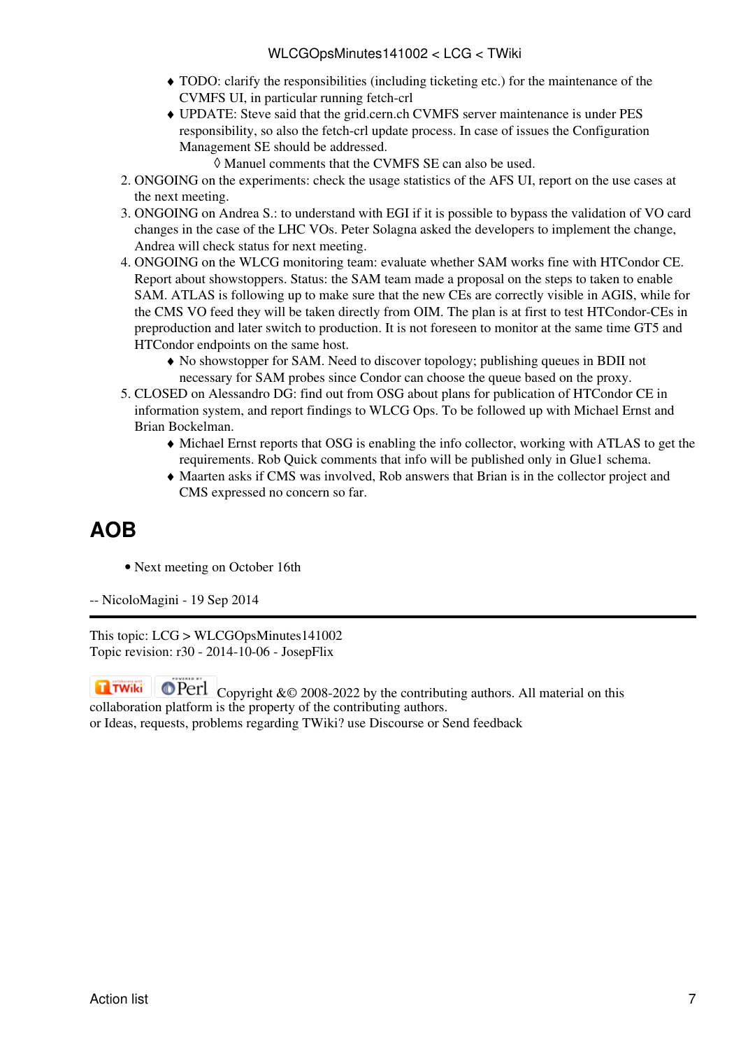- TODO: clarify the responsibilities (including ticketing etc.) for the maintenance of the CVMFS UI, in particular running fetch-crl
    - UPDATE: Steve said that the grid.cern.ch CVMFS server maintenance is under PES responsibility, so also the fetch-crl update process. In case of issues the Configuration Management SE should be addressed.
        - Manuel comments that the CVMFS SE can also be used.

2. ONGOING on the experiments: check the usage statistics of the AFS UI, report on the use cases at the next meeting.
3. ONGOING on Andrea S.: to understand with EGI if it is possible to bypass the validation of VO card changes in the case of the LHC VOs. Peter Solagna asked the developers to implement the change, Andrea will check status for next meeting.
4. ONGOING on the WLCG monitoring team: evaluate whether SAM works fine with HTCondor CE. Report about showstoppers. Status: the SAM team made a proposal on the steps to taken to enable SAM. ATLAS is following up to make sure that the new CEs are correctly visible in AGIS, while for the CMS VO feed they will be taken directly from OIM. The plan is at first to test HTCondor-CEs in preproduction and later switch to production. It is not foreseen to monitor at the same time GT5 and HTCondor endpoints on the same host.
    - No showstopper for SAM. Need to discover topology; publishing queues in BDII not necessary for SAM probes since Condor can choose the queue based on the proxy.
5. CLOSED on Alessandro DG: find out from OSG about plans for publication of HTCondor CE in information system, and report findings to WLCG Ops. To be followed up with Michael Ernst and Brian Bockelman.
    - Michael Ernst reports that OSG is enabling the info collector, working with ATLAS to get the requirements. Rob Quick comments that info will be published only in Glue1 schema.
    - Maarten asks if CMS was involved, Rob answers that Brian is in the collector project and CMS expressed no concern so far.

# AOB

- Next meeting on October 16th

-- NicoloMagini - 19 Sep 2014

---

This topic: LCG > WLCGOpsMinutes141002
Topic revision: r30 - 2014-10-06 - JosepFlix

Copyright &© 2008-2022 by the contributing authors. All material on this collaboration platform is the property of the contributing authors.
or Ideas, requests, problems regarding TWiki? use Discourse or Send feedback